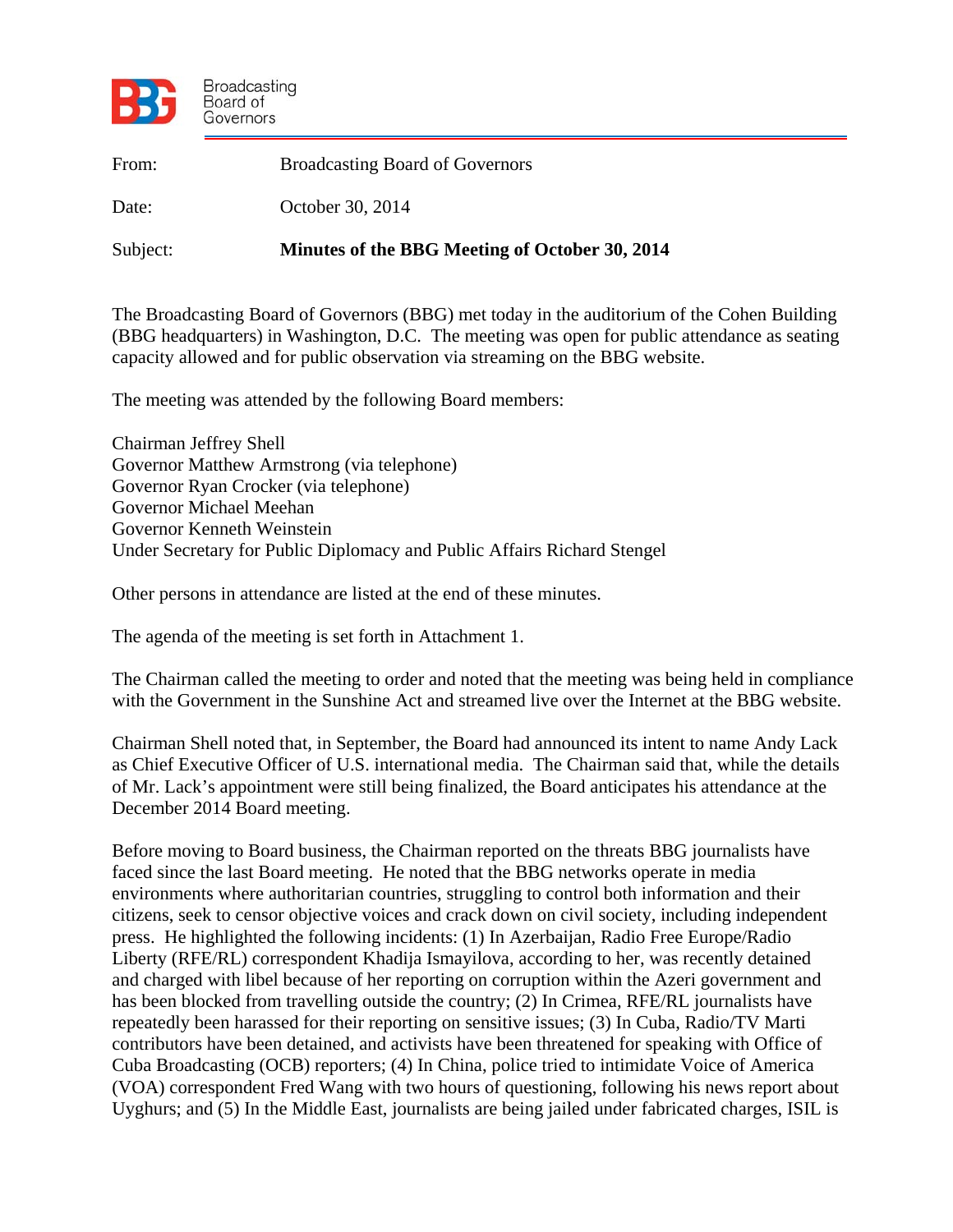Broadcasting Board of Governors

From: Broadcasting Board of Governors

Date: October 30, 2014

Subject: **Minutes of the BBG Meeting of October 30, 2014**

The Broadcasting Board of Governors (BBG) met today in the auditorium of the Cohen Building (BBG headquarters) in Washington, D.C. The meeting was open for public attendance as seating capacity allowed and for public observation via streaming on the BBG website.

The meeting was attended by the following Board members:

Chairman Jeffrey Shell
Governor Matthew Armstrong (via telephone)
Governor Ryan Crocker (via telephone)
Governor Michael Meehan
Governor Kenneth Weinstein
Under Secretary for Public Diplomacy and Public Affairs Richard Stengel

Other persons in attendance are listed at the end of these minutes.

The agenda of the meeting is set forth in Attachment 1.

The Chairman called the meeting to order and noted that the meeting was being held in compliance with the Government in the Sunshine Act and streamed live over the Internet at the BBG website.

Chairman Shell noted that, in September, the Board had announced its intent to name Andy Lack as Chief Executive Officer of U.S. international media. The Chairman said that, while the details of Mr. Lack's appointment were still being finalized, the Board anticipates his attendance at the December 2014 Board meeting.

Before moving to Board business, the Chairman reported on the threats BBG journalists have faced since the last Board meeting. He noted that the BBG networks operate in media environments where authoritarian countries, struggling to control both information and their citizens, seek to censor objective voices and crack down on civil society, including independent press. He highlighted the following incidents: (1) In Azerbaijan, Radio Free Europe/Radio Liberty (RFE/RL) correspondent Khadija Ismayilova, according to her, was recently detained and charged with libel because of her reporting on corruption within the Azeri government and has been blocked from travelling outside the country; (2) In Crimea, RFE/RL journalists have repeatedly been harassed for their reporting on sensitive issues; (3) In Cuba, Radio/TV Marti contributors have been detained, and activists have been threatened for speaking with Office of Cuba Broadcasting (OCB) reporters; (4) In China, police tried to intimidate Voice of America (VOA) correspondent Fred Wang with two hours of questioning, following his news report about Uyghurs; and (5) In the Middle East, journalists are being jailed under fabricated charges, ISIL is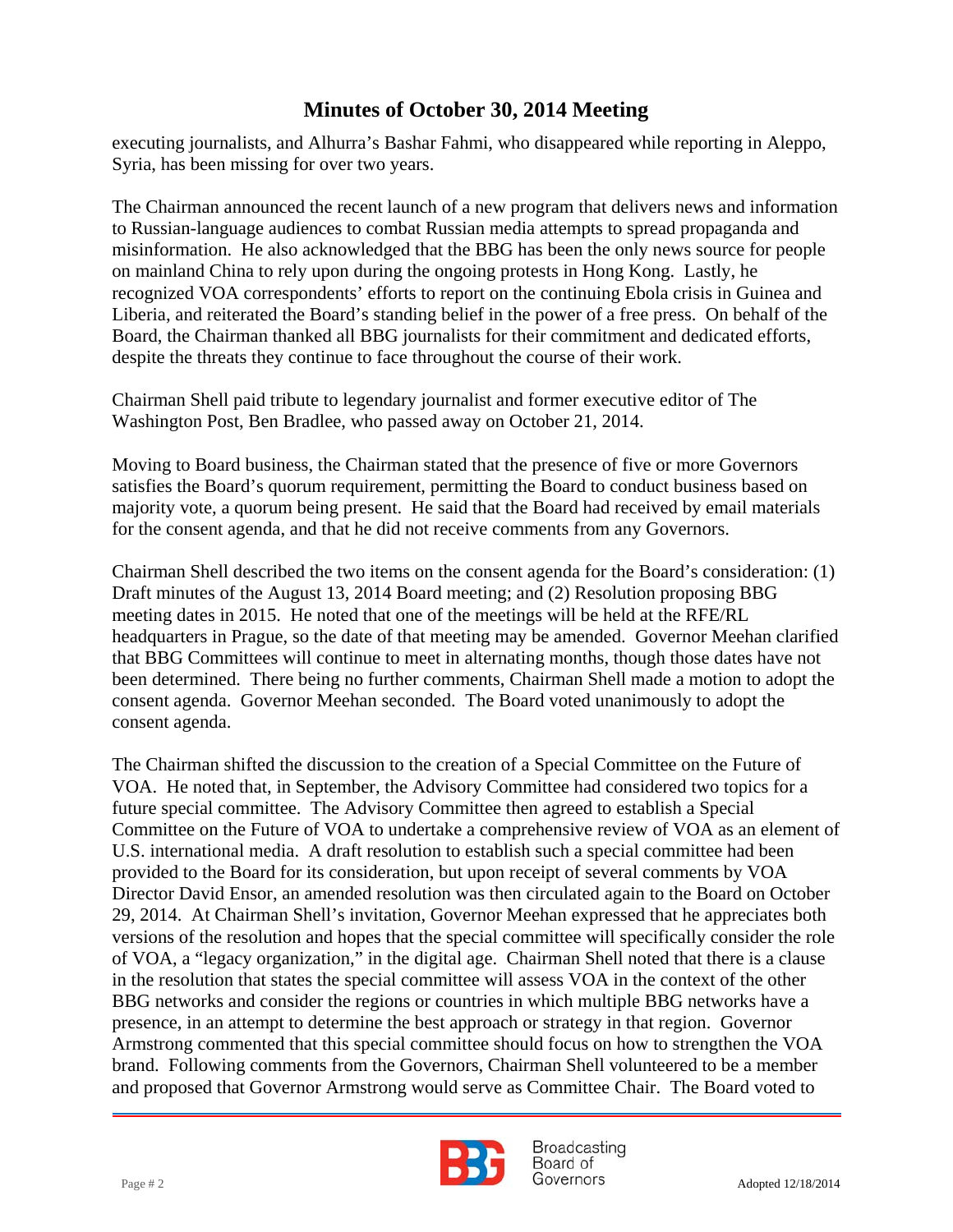executing journalists, and Alhurra's Bashar Fahmi, who disappeared while reporting in Aleppo, Syria, has been missing for over two years.

The Chairman announced the recent launch of a new program that delivers news and information to Russian-language audiences to combat Russian media attempts to spread propaganda and misinformation. He also acknowledged that the BBG has been the only news source for people on mainland China to rely upon during the ongoing protests in Hong Kong. Lastly, he recognized VOA correspondents' efforts to report on the continuing Ebola crisis in Guinea and Liberia, and reiterated the Board's standing belief in the power of a free press. On behalf of the Board, the Chairman thanked all BBG journalists for their commitment and dedicated efforts, despite the threats they continue to face throughout the course of their work.

Chairman Shell paid tribute to legendary journalist and former executive editor of The Washington Post, Ben Bradlee, who passed away on October 21, 2014.

Moving to Board business, the Chairman stated that the presence of five or more Governors satisfies the Board's quorum requirement, permitting the Board to conduct business based on majority vote, a quorum being present. He said that the Board had received by email materials for the consent agenda, and that he did not receive comments from any Governors.

Chairman Shell described the two items on the consent agenda for the Board's consideration: (1) Draft minutes of the August 13, 2014 Board meeting; and (2) Resolution proposing BBG meeting dates in 2015. He noted that one of the meetings will be held at the RFE/RL headquarters in Prague, so the date of that meeting may be amended. Governor Meehan clarified that BBG Committees will continue to meet in alternating months, though those dates have not been determined. There being no further comments, Chairman Shell made a motion to adopt the consent agenda. Governor Meehan seconded. The Board voted unanimously to adopt the consent agenda.

The Chairman shifted the discussion to the creation of a Special Committee on the Future of VOA. He noted that, in September, the Advisory Committee had considered two topics for a future special committee. The Advisory Committee then agreed to establish a Special Committee on the Future of VOA to undertake a comprehensive review of VOA as an element of U.S. international media. A draft resolution to establish such a special committee had been provided to the Board for its consideration, but upon receipt of several comments by VOA Director David Ensor, an amended resolution was then circulated again to the Board on October 29, 2014. At Chairman Shell's invitation, Governor Meehan expressed that he appreciates both versions of the resolution and hopes that the special committee will specifically consider the role of VOA, a "legacy organization," in the digital age. Chairman Shell noted that there is a clause in the resolution that states the special committee will assess VOA in the context of the other BBG networks and consider the regions or countries in which multiple BBG networks have a presence, in an attempt to determine the best approach or strategy in that region. Governor Armstrong commented that this special committee should focus on how to strengthen the VOA brand. Following comments from the Governors, Chairman Shell volunteered to be a member and proposed that Governor Armstrong would serve as Committee Chair. The Board voted to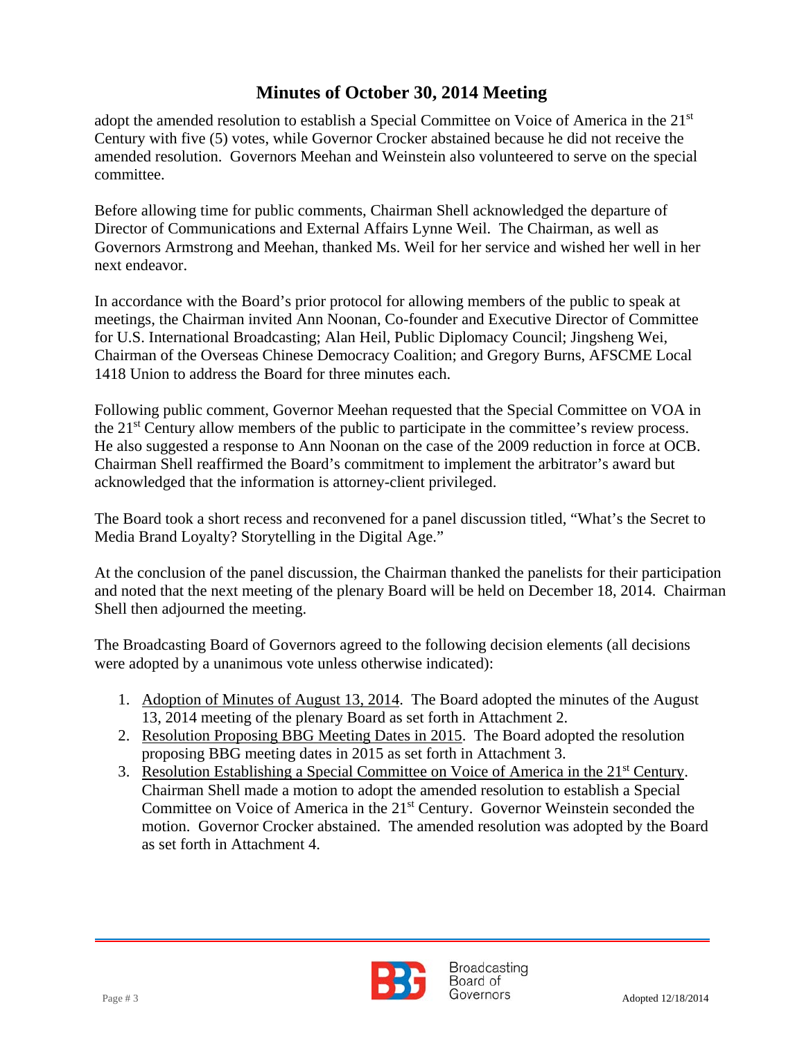adopt the amended resolution to establish a Special Committee on Voice of America in the 21st Century with five (5) votes, while Governor Crocker abstained because he did not receive the amended resolution. Governors Meehan and Weinstein also volunteered to serve on the special committee.

Before allowing time for public comments, Chairman Shell acknowledged the departure of Director of Communications and External Affairs Lynne Weil. The Chairman, as well as Governors Armstrong and Meehan, thanked Ms. Weil for her service and wished her well in her next endeavor.

In accordance with the Board's prior protocol for allowing members of the public to speak at meetings, the Chairman invited Ann Noonan, Co-founder and Executive Director of Committee for U.S. International Broadcasting; Alan Heil, Public Diplomacy Council; Jingsheng Wei, Chairman of the Overseas Chinese Democracy Coalition; and Gregory Burns, AFSCME Local 1418 Union to address the Board for three minutes each.

Following public comment, Governor Meehan requested that the Special Committee on VOA in the 21st Century allow members of the public to participate in the committee's review process. He also suggested a response to Ann Noonan on the case of the 2009 reduction in force at OCB. Chairman Shell reaffirmed the Board's commitment to implement the arbitrator's award but acknowledged that the information is attorney-client privileged.

The Board took a short recess and reconvened for a panel discussion titled, "What's the Secret to Media Brand Loyalty? Storytelling in the Digital Age."

At the conclusion of the panel discussion, the Chairman thanked the panelists for their participation and noted that the next meeting of the plenary Board will be held on December 18, 2014. Chairman Shell then adjourned the meeting.

The Broadcasting Board of Governors agreed to the following decision elements (all decisions were adopted by a unanimous vote unless otherwise indicated):

1. Adoption of Minutes of August 13, 2014. The Board adopted the minutes of the August 13, 2014 meeting of the plenary Board as set forth in Attachment 2.
2. Resolution Proposing BBG Meeting Dates in 2015. The Board adopted the resolution proposing BBG meeting dates in 2015 as set forth in Attachment 3.
3. Resolution Establishing a Special Committee on Voice of America in the 21st Century. Chairman Shell made a motion to adopt the amended resolution to establish a Special Committee on Voice of America in the 21st Century. Governor Weinstein seconded the motion. Governor Crocker abstained. The amended resolution was adopted by the Board as set forth in Attachment 4.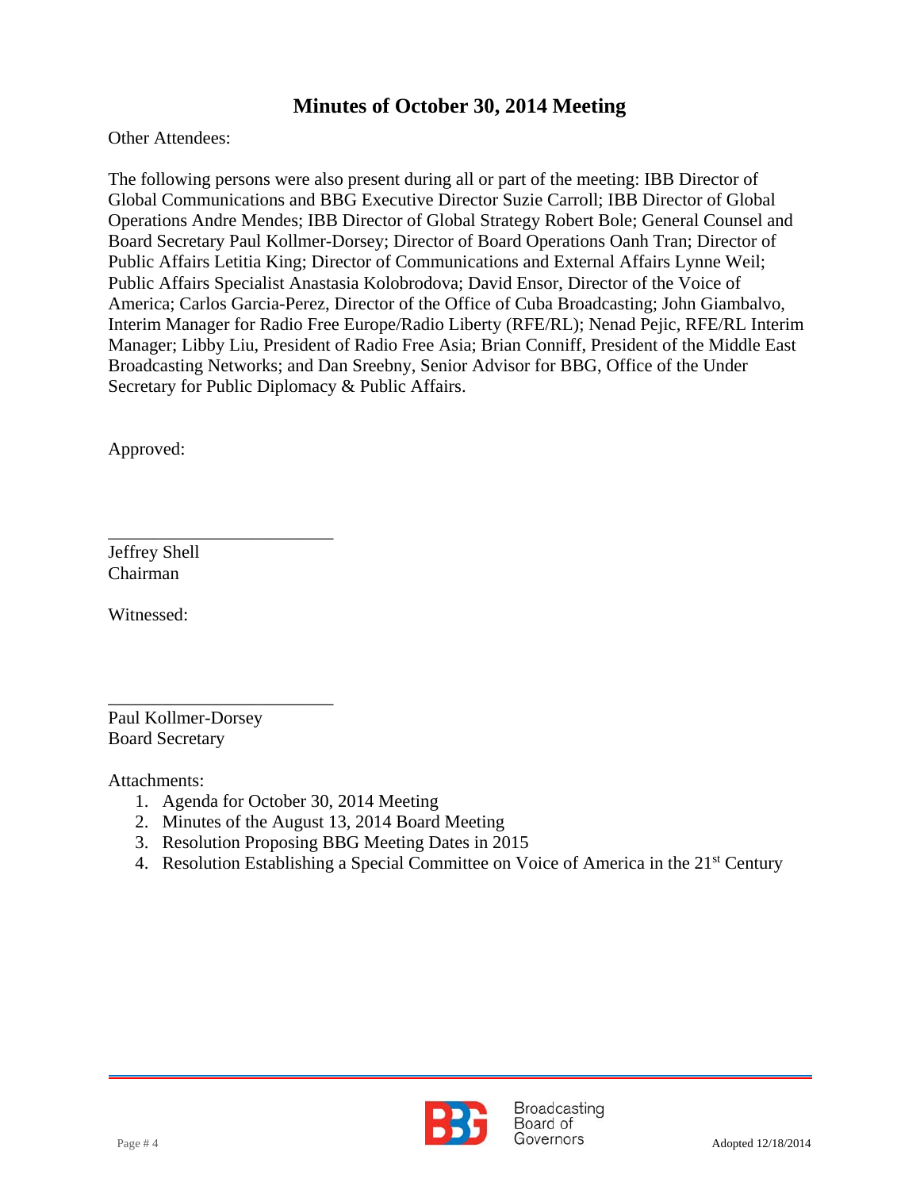## Minutes of October 30, 2014 Meeting

Other Attendees:

The following persons were also present during all or part of the meeting: IBB Director of Global Communications and BBG Executive Director Suzie Carroll; IBB Director of Global Operations Andre Mendes; IBB Director of Global Strategy Robert Bole; General Counsel and Board Secretary Paul Kollmer-Dorsey; Director of Board Operations Oanh Tran; Director of Public Affairs Letitia King; Director of Communications and External Affairs Lynne Weil; Public Affairs Specialist Anastasia Kolobrodova; David Ensor, Director of the Voice of America; Carlos Garcia-Perez, Director of the Office of Cuba Broadcasting; John Giambalvo, Interim Manager for Radio Free Europe/Radio Liberty (RFE/RL); Nenad Pejic, RFE/RL Interim Manager; Libby Liu, President of Radio Free Asia; Brian Conniff, President of the Middle East Broadcasting Networks; and Dan Sreebny, Senior Advisor for BBG, Office of the Under Secretary for Public Diplomacy & Public Affairs.

Approved:

_________________________
Jeffrey Shell
Chairman

Witnessed:

_________________________
Paul Kollmer-Dorsey
Board Secretary

Attachments:

1. Agenda for October 30, 2014 Meeting
2. Minutes of the August 13, 2014 Board Meeting
3. Resolution Proposing BBG Meeting Dates in 2015
4. Resolution Establishing a Special Committee on Voice of America in the 21st Century

Adopted 12/18/2014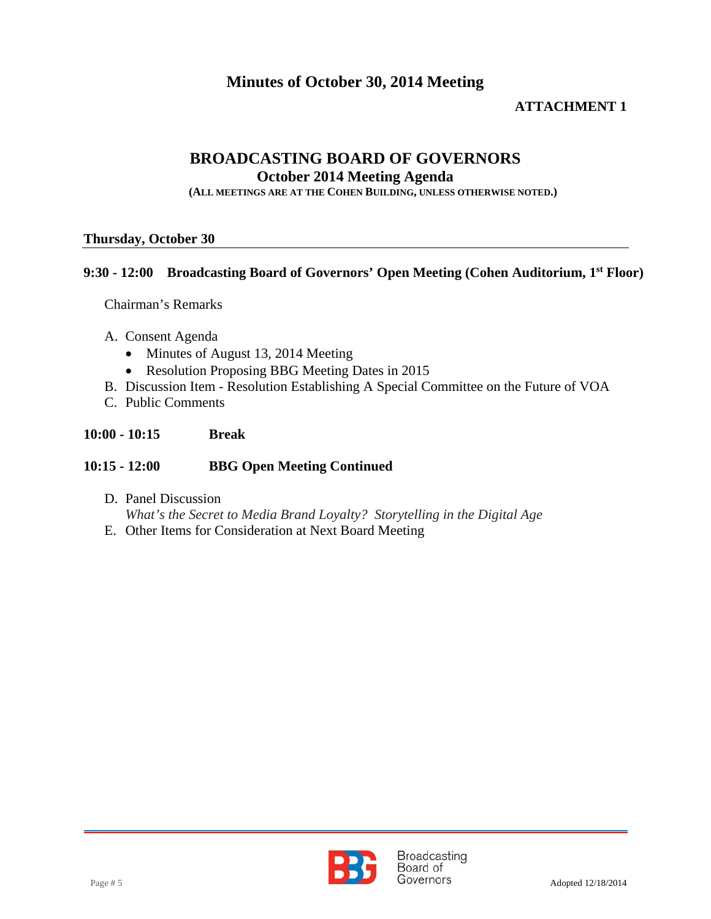# Minutes of October 30, 2014 Meeting

**ATTACHMENT 1**

## BROADCASTING BOARD OF GOVERNORS

### October 2014 Meeting Agenda

**(ALL MEETINGS ARE AT THE COHEN BUILDING, UNLESS OTHERWISE NOTED.)**

**Thursday, October 30**

**9:30 - 12:00 Broadcasting Board of Governors' Open Meeting (Cohen Auditorium, 1st Floor)**

Chairman's Remarks

A. Consent Agenda
   - Minutes of August 13, 2014 Meeting
   - Resolution Proposing BBG Meeting Dates in 2015

B. Discussion Item - Resolution Establishing A Special Committee on the Future of VOA

C. Public Comments

**10:00 - 10:15 Break**

**10:15 - 12:00 BBG Open Meeting Continued**

D. Panel Discussion
   *What's the Secret to Media Brand Loyalty? Storytelling in the Digital Age*

E. Other Items for Consideration at Next Board Meeting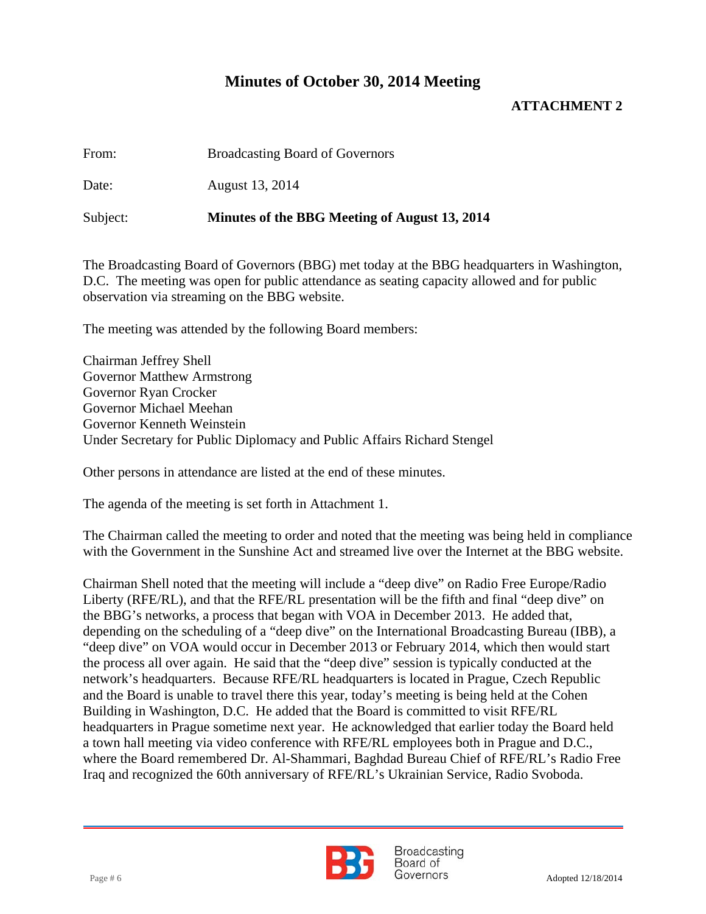# Minutes of October 30, 2014 Meeting

**ATTACHMENT 2**

From: Broadcasting Board of Governors

Date: August 13, 2014

Subject: **Minutes of the BBG Meeting of August 13, 2014**

The Broadcasting Board of Governors (BBG) met today at the BBG headquarters in Washington, D.C. The meeting was open for public attendance as seating capacity allowed and for public observation via streaming on the BBG website.

The meeting was attended by the following Board members:

Chairman Jeffrey Shell
Governor Matthew Armstrong
Governor Ryan Crocker
Governor Michael Meehan
Governor Kenneth Weinstein
Under Secretary for Public Diplomacy and Public Affairs Richard Stengel

Other persons in attendance are listed at the end of these minutes.

The agenda of the meeting is set forth in Attachment 1.

The Chairman called the meeting to order and noted that the meeting was being held in compliance with the Government in the Sunshine Act and streamed live over the Internet at the BBG website.

Chairman Shell noted that the meeting will include a "deep dive" on Radio Free Europe/Radio Liberty (RFE/RL), and that the RFE/RL presentation will be the fifth and final "deep dive" on the BBG's networks, a process that began with VOA in December 2013. He added that, depending on the scheduling of a "deep dive" on the International Broadcasting Bureau (IBB), a "deep dive" on VOA would occur in December 2013 or February 2014, which then would start the process all over again. He said that the "deep dive" session is typically conducted at the network's headquarters. Because RFE/RL headquarters is located in Prague, Czech Republic and the Board is unable to travel there this year, today's meeting is being held at the Cohen Building in Washington, D.C. He added that the Board is committed to visit RFE/RL headquarters in Prague sometime next year. He acknowledged that earlier today the Board held a town hall meeting via video conference with RFE/RL employees both in Prague and D.C., where the Board remembered Dr. Al-Shammari, Baghdad Bureau Chief of RFE/RL's Radio Free Iraq and recognized the 60th anniversary of RFE/RL's Ukrainian Service, Radio Svoboda.

Adopted 12/18/2014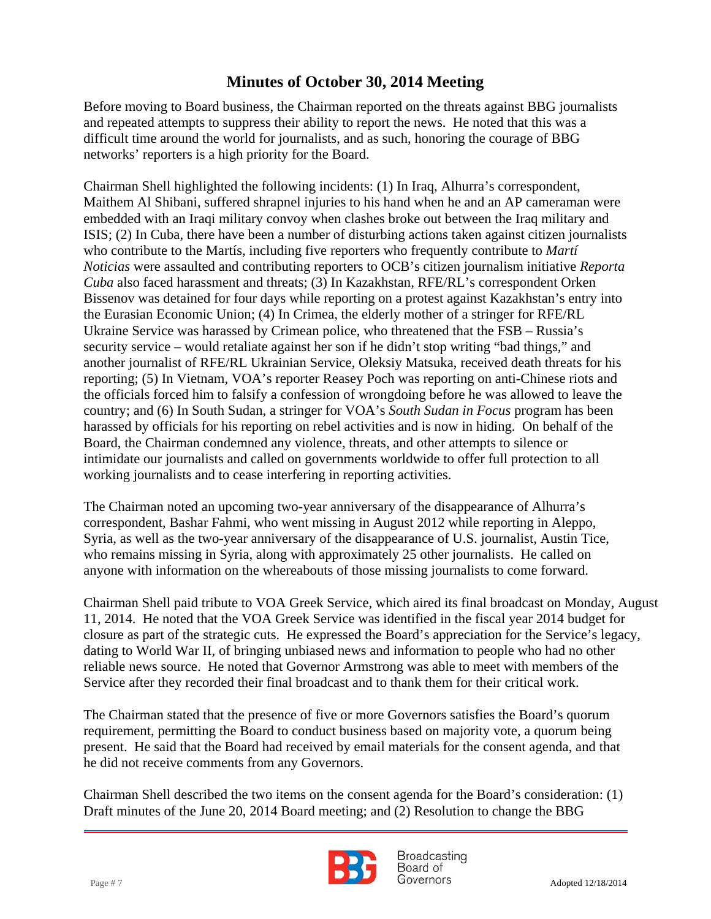## Minutes of October 30, 2014 Meeting

Before moving to Board business, the Chairman reported on the threats against BBG journalists and repeated attempts to suppress their ability to report the news. He noted that this was a difficult time around the world for journalists, and as such, honoring the courage of BBG networks' reporters is a high priority for the Board.

Chairman Shell highlighted the following incidents: (1) In Iraq, Alhurra's correspondent, Maithem Al Shibani, suffered shrapnel injuries to his hand when he and an AP cameraman were embedded with an Iraqi military convoy when clashes broke out between the Iraq military and ISIS; (2) In Cuba, there have been a number of disturbing actions taken against citizen journalists who contribute to the Martís, including five reporters who frequently contribute to *Martí Noticias* were assaulted and contributing reporters to OCB's citizen journalism initiative *Reporta Cuba* also faced harassment and threats; (3) In Kazakhstan, RFE/RL's correspondent Orken Bissenov was detained for four days while reporting on a protest against Kazakhstan's entry into the Eurasian Economic Union; (4) In Crimea, the elderly mother of a stringer for RFE/RL Ukraine Service was harassed by Crimean police, who threatened that the FSB – Russia's security service – would retaliate against her son if he didn't stop writing "bad things," and another journalist of RFE/RL Ukrainian Service, Oleksiy Matsuka, received death threats for his reporting; (5) In Vietnam, VOA's reporter Reasey Poch was reporting on anti-Chinese riots and the officials forced him to falsify a confession of wrongdoing before he was allowed to leave the country; and (6) In South Sudan, a stringer for VOA's *South Sudan in Focus* program has been harassed by officials for his reporting on rebel activities and is now in hiding. On behalf of the Board, the Chairman condemned any violence, threats, and other attempts to silence or intimidate our journalists and called on governments worldwide to offer full protection to all working journalists and to cease interfering in reporting activities.

The Chairman noted an upcoming two-year anniversary of the disappearance of Alhurra's correspondent, Bashar Fahmi, who went missing in August 2012 while reporting in Aleppo, Syria, as well as the two-year anniversary of the disappearance of U.S. journalist, Austin Tice, who remains missing in Syria, along with approximately 25 other journalists. He called on anyone with information on the whereabouts of those missing journalists to come forward.

Chairman Shell paid tribute to VOA Greek Service, which aired its final broadcast on Monday, August 11, 2014. He noted that the VOA Greek Service was identified in the fiscal year 2014 budget for closure as part of the strategic cuts. He expressed the Board's appreciation for the Service's legacy, dating to World War II, of bringing unbiased news and information to people who had no other reliable news source. He noted that Governor Armstrong was able to meet with members of the Service after they recorded their final broadcast and to thank them for their critical work.

The Chairman stated that the presence of five or more Governors satisfies the Board's quorum requirement, permitting the Board to conduct business based on majority vote, a quorum being present. He said that the Board had received by email materials for the consent agenda, and that he did not receive comments from any Governors.

Chairman Shell described the two items on the consent agenda for the Board's consideration: (1) Draft minutes of the June 20, 2014 Board meeting; and (2) Resolution to change the BBG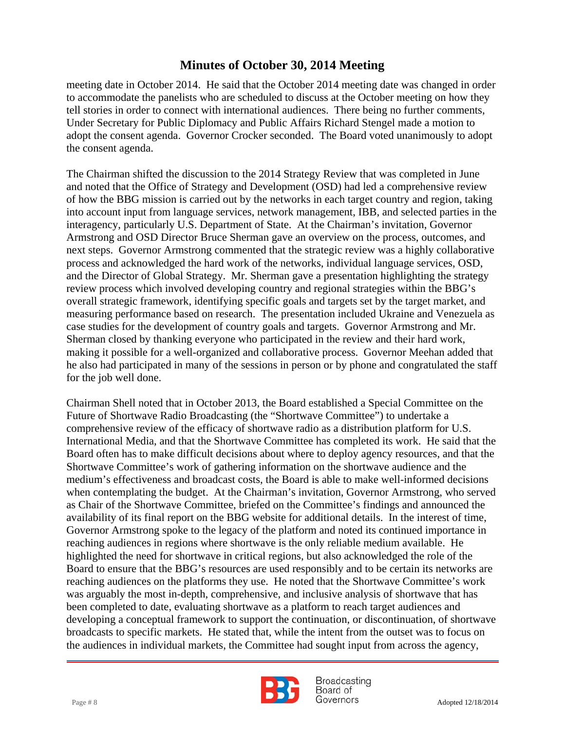meeting date in October 2014. He said that the October 2014 meeting date was changed in order to accommodate the panelists who are scheduled to discuss at the October meeting on how they tell stories in order to connect with international audiences. There being no further comments, Under Secretary for Public Diplomacy and Public Affairs Richard Stengel made a motion to adopt the consent agenda. Governor Crocker seconded. The Board voted unanimously to adopt the consent agenda.

The Chairman shifted the discussion to the 2014 Strategy Review that was completed in June and noted that the Office of Strategy and Development (OSD) had led a comprehensive review of how the BBG mission is carried out by the networks in each target country and region, taking into account input from language services, network management, IBB, and selected parties in the interagency, particularly U.S. Department of State. At the Chairman's invitation, Governor Armstrong and OSD Director Bruce Sherman gave an overview on the process, outcomes, and next steps. Governor Armstrong commented that the strategic review was a highly collaborative process and acknowledged the hard work of the networks, individual language services, OSD, and the Director of Global Strategy. Mr. Sherman gave a presentation highlighting the strategy review process which involved developing country and regional strategies within the BBG's overall strategic framework, identifying specific goals and targets set by the target market, and measuring performance based on research. The presentation included Ukraine and Venezuela as case studies for the development of country goals and targets. Governor Armstrong and Mr. Sherman closed by thanking everyone who participated in the review and their hard work, making it possible for a well-organized and collaborative process. Governor Meehan added that he also had participated in many of the sessions in person or by phone and congratulated the staff for the job well done.

Chairman Shell noted that in October 2013, the Board established a Special Committee on the Future of Shortwave Radio Broadcasting (the "Shortwave Committee") to undertake a comprehensive review of the efficacy of shortwave radio as a distribution platform for U.S. International Media, and that the Shortwave Committee has completed its work. He said that the Board often has to make difficult decisions about where to deploy agency resources, and that the Shortwave Committee's work of gathering information on the shortwave audience and the medium's effectiveness and broadcast costs, the Board is able to make well-informed decisions when contemplating the budget. At the Chairman's invitation, Governor Armstrong, who served as Chair of the Shortwave Committee, briefed on the Committee's findings and announced the availability of its final report on the BBG website for additional details. In the interest of time, Governor Armstrong spoke to the legacy of the platform and noted its continued importance in reaching audiences in regions where shortwave is the only reliable medium available. He highlighted the need for shortwave in critical regions, but also acknowledged the role of the Board to ensure that the BBG's resources are used responsibly and to be certain its networks are reaching audiences on the platforms they use. He noted that the Shortwave Committee's work was arguably the most in-depth, comprehensive, and inclusive analysis of shortwave that has been completed to date, evaluating shortwave as a platform to reach target audiences and developing a conceptual framework to support the continuation, or discontinuation, of shortwave broadcasts to specific markets. He stated that, while the intent from the outset was to focus on the audiences in individual markets, the Committee had sought input from across the agency,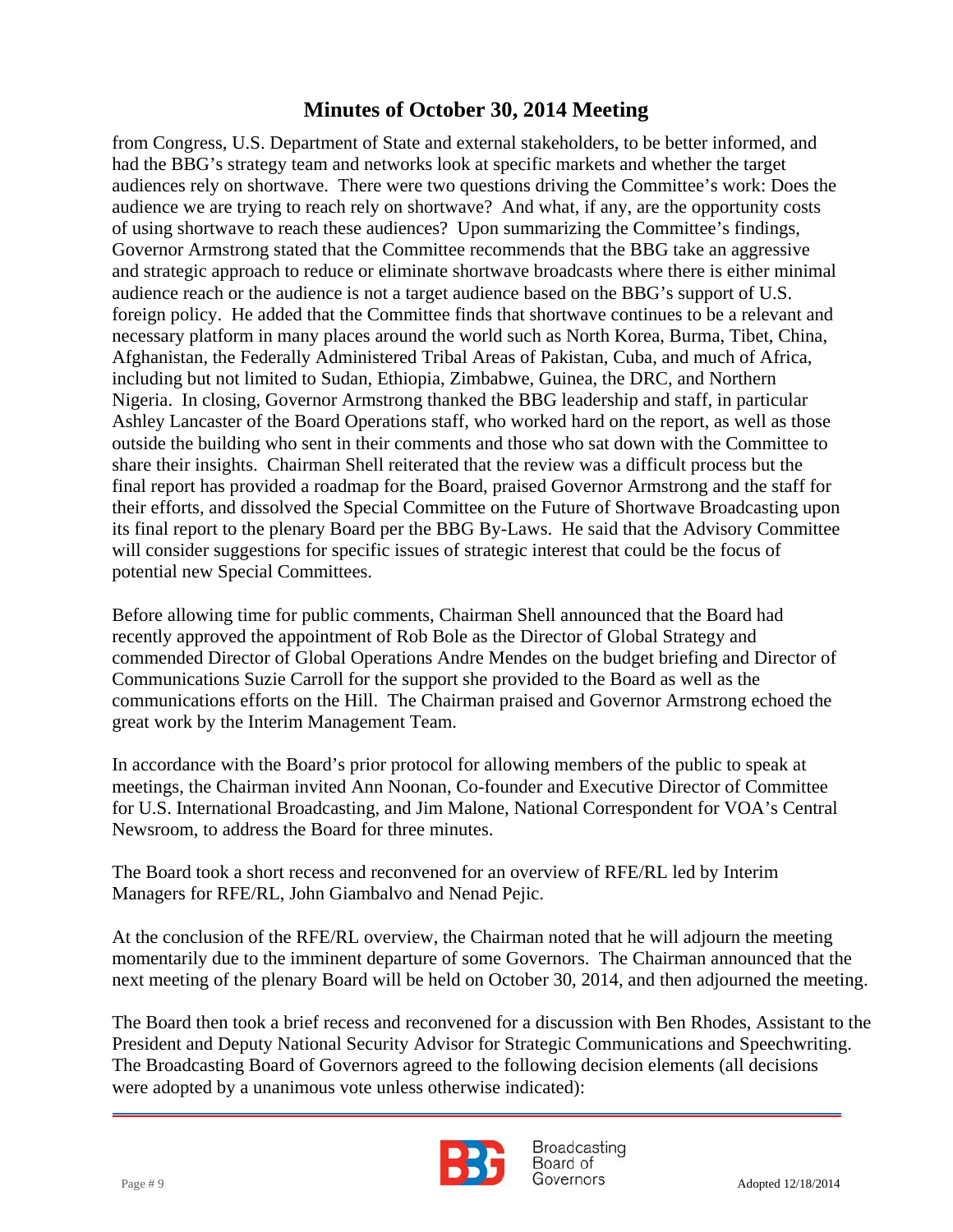from Congress, U.S. Department of State and external stakeholders, to be better informed, and had the BBG's strategy team and networks look at specific markets and whether the target audiences rely on shortwave. There were two questions driving the Committee's work: Does the audience we are trying to reach rely on shortwave? And what, if any, are the opportunity costs of using shortwave to reach these audiences? Upon summarizing the Committee's findings, Governor Armstrong stated that the Committee recommends that the BBG take an aggressive and strategic approach to reduce or eliminate shortwave broadcasts where there is either minimal audience reach or the audience is not a target audience based on the BBG's support of U.S. foreign policy. He added that the Committee finds that shortwave continues to be a relevant and necessary platform in many places around the world such as North Korea, Burma, Tibet, China, Afghanistan, the Federally Administered Tribal Areas of Pakistan, Cuba, and much of Africa, including but not limited to Sudan, Ethiopia, Zimbabwe, Guinea, the DRC, and Northern Nigeria. In closing, Governor Armstrong thanked the BBG leadership and staff, in particular Ashley Lancaster of the Board Operations staff, who worked hard on the report, as well as those outside the building who sent in their comments and those who sat down with the Committee to share their insights. Chairman Shell reiterated that the review was a difficult process but the final report has provided a roadmap for the Board, praised Governor Armstrong and the staff for their efforts, and dissolved the Special Committee on the Future of Shortwave Broadcasting upon its final report to the plenary Board per the BBG By-Laws. He said that the Advisory Committee will consider suggestions for specific issues of strategic interest that could be the focus of potential new Special Committees.

Before allowing time for public comments, Chairman Shell announced that the Board had recently approved the appointment of Rob Bole as the Director of Global Strategy and commended Director of Global Operations Andre Mendes on the budget briefing and Director of Communications Suzie Carroll for the support she provided to the Board as well as the communications efforts on the Hill. The Chairman praised and Governor Armstrong echoed the great work by the Interim Management Team.

In accordance with the Board's prior protocol for allowing members of the public to speak at meetings, the Chairman invited Ann Noonan, Co-founder and Executive Director of Committee for U.S. International Broadcasting, and Jim Malone, National Correspondent for VOA's Central Newsroom, to address the Board for three minutes.

The Board took a short recess and reconvened for an overview of RFE/RL led by Interim Managers for RFE/RL, John Giambalvo and Nenad Pejic.

At the conclusion of the RFE/RL overview, the Chairman noted that he will adjourn the meeting momentarily due to the imminent departure of some Governors. The Chairman announced that the next meeting of the plenary Board will be held on October 30, 2014, and then adjourned the meeting.

The Board then took a brief recess and reconvened for a discussion with Ben Rhodes, Assistant to the President and Deputy National Security Advisor for Strategic Communications and Speechwriting. The Broadcasting Board of Governors agreed to the following decision elements (all decisions were adopted by a unanimous vote unless otherwise indicated):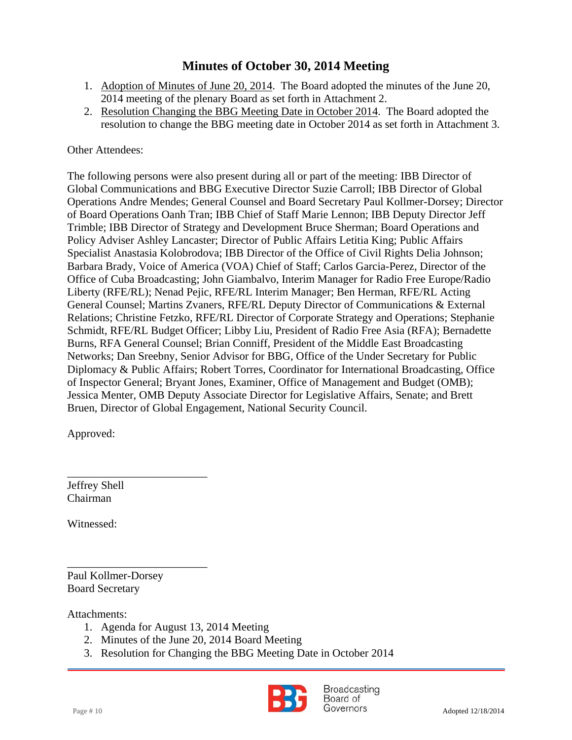## Minutes of October 30, 2014 Meeting

1. Adoption of Minutes of June 20, 2014. The Board adopted the minutes of the June 20, 2014 meeting of the plenary Board as set forth in Attachment 2.
2. Resolution Changing the BBG Meeting Date in October 2014. The Board adopted the resolution to change the BBG meeting date in October 2014 as set forth in Attachment 3.

Other Attendees:

The following persons were also present during all or part of the meeting: IBB Director of Global Communications and BBG Executive Director Suzie Carroll; IBB Director of Global Operations Andre Mendes; General Counsel and Board Secretary Paul Kollmer-Dorsey; Director of Board Operations Oanh Tran; IBB Chief of Staff Marie Lennon; IBB Deputy Director Jeff Trimble; IBB Director of Strategy and Development Bruce Sherman; Board Operations and Policy Adviser Ashley Lancaster; Director of Public Affairs Letitia King; Public Affairs Specialist Anastasia Kolobrodova; IBB Director of the Office of Civil Rights Delia Johnson; Barbara Brady, Voice of America (VOA) Chief of Staff; Carlos Garcia-Perez, Director of the Office of Cuba Broadcasting; John Giambalvo, Interim Manager for Radio Free Europe/Radio Liberty (RFE/RL); Nenad Pejic, RFE/RL Interim Manager; Ben Herman, RFE/RL Acting General Counsel; Martins Zvaners, RFE/RL Deputy Director of Communications & External Relations; Christine Fetzko, RFE/RL Director of Corporate Strategy and Operations; Stephanie Schmidt, RFE/RL Budget Officer; Libby Liu, President of Radio Free Asia (RFA); Bernadette Burns, RFA General Counsel; Brian Conniff, President of the Middle East Broadcasting Networks; Dan Sreebny, Senior Advisor for BBG, Office of the Under Secretary for Public Diplomacy & Public Affairs; Robert Torres, Coordinator for International Broadcasting, Office of Inspector General; Bryant Jones, Examiner, Office of Management and Budget (OMB); Jessica Menter, OMB Deputy Associate Director for Legislative Affairs, Senate; and Brett Bruen, Director of Global Engagement, National Security Council.

Approved:

\_\_\_\_\_\_\_\_\_\_\_\_\_\_\_\_\_\_\_\_\_\_\_\_\_\_

Jeffrey Shell
Chairman

Witnessed:

\_\_\_\_\_\_\_\_\_\_\_\_\_\_\_\_\_\_\_\_\_\_\_\_\_\_

Paul Kollmer-Dorsey
Board Secretary

Attachments:

1. Agenda for August 13, 2014 Meeting
2. Minutes of the June 20, 2014 Board Meeting
3. Resolution for Changing the BBG Meeting Date in October 2014

Adopted 12/18/2014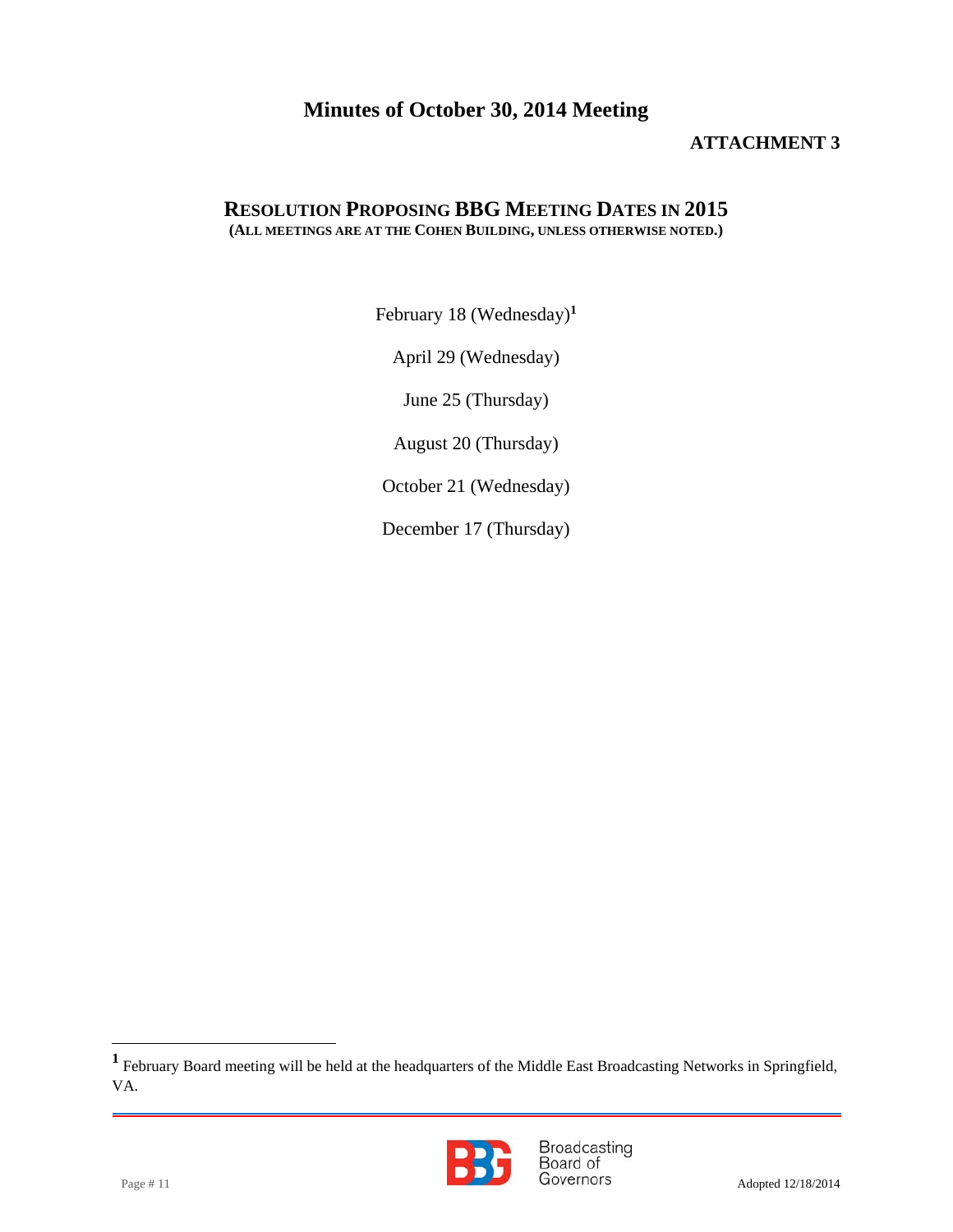# Minutes of October 30, 2014 Meeting

**ATTACHMENT 3**

## RESOLUTION PROPOSING BBG MEETING DATES IN 2015

**(ALL MEETINGS ARE AT THE COHEN BUILDING, UNLESS OTHERWISE NOTED.)**

February 18 (Wednesday)[1]

April 29 (Wednesday)

June 25 (Thursday)

August 20 (Thursday)

October 21 (Wednesday)

December 17 (Thursday)

---

[1] February Board meeting will be held at the headquarters of the Middle East Broadcasting Networks in Springfield, VA.

Adopted 12/18/2014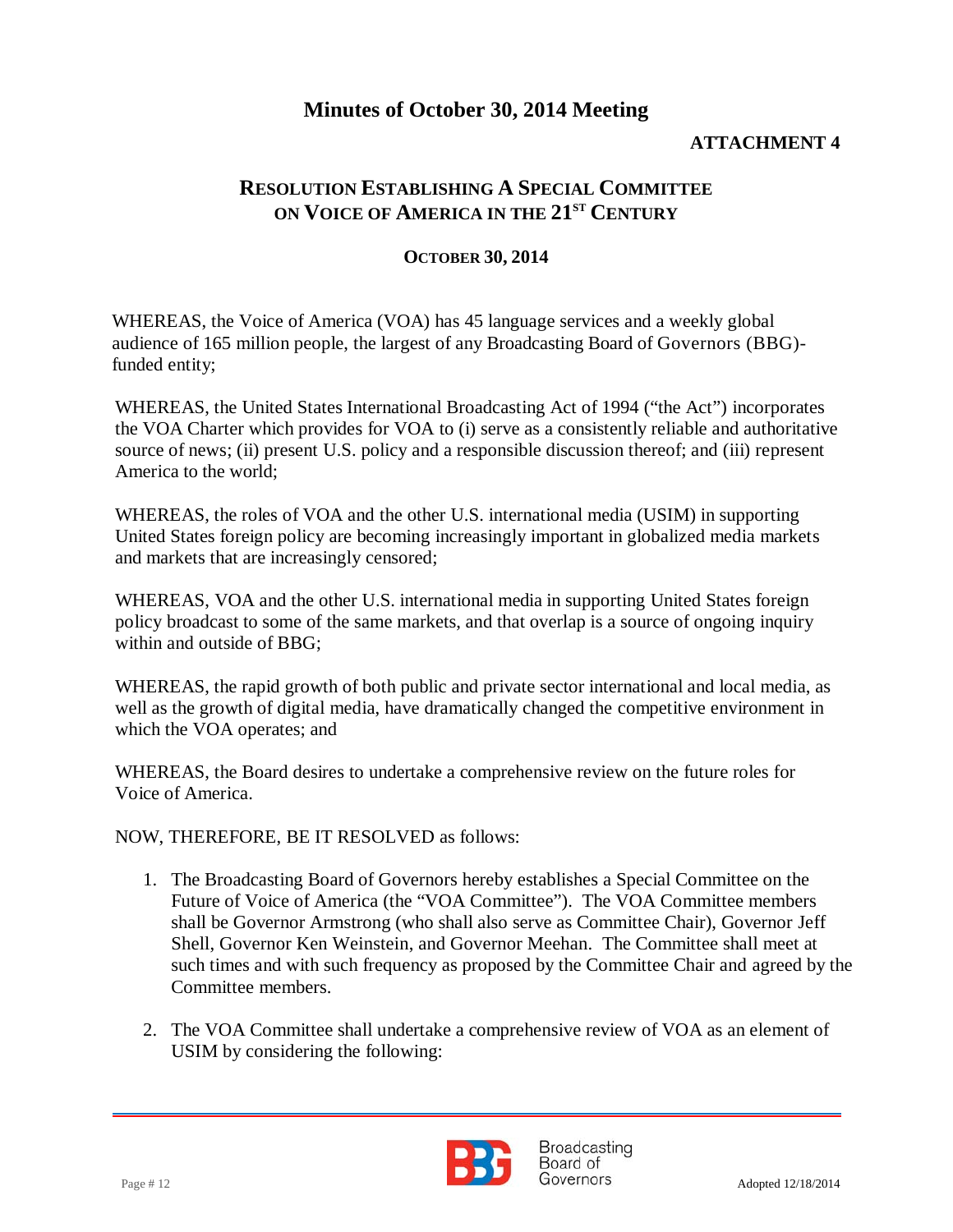# Minutes of October 30, 2014 Meeting

**ATTACHMENT 4**

## RESOLUTION ESTABLISHING A SPECIAL COMMITTEE ON VOICE OF AMERICA IN THE 21ST CENTURY

**OCTOBER 30, 2014**

WHEREAS, the Voice of America (VOA) has 45 language services and a weekly global audience of 165 million people, the largest of any Broadcasting Board of Governors (BBG)-funded entity;

WHEREAS, the United States International Broadcasting Act of 1994 ("the Act") incorporates the VOA Charter which provides for VOA to (i) serve as a consistently reliable and authoritative source of news; (ii) present U.S. policy and a responsible discussion thereof; and (iii) represent America to the world;

WHEREAS, the roles of VOA and the other U.S. international media (USIM) in supporting United States foreign policy are becoming increasingly important in globalized media markets and markets that are increasingly censored;

WHEREAS, VOA and the other U.S. international media in supporting United States foreign policy broadcast to some of the same markets, and that overlap is a source of ongoing inquiry within and outside of BBG;

WHEREAS, the rapid growth of both public and private sector international and local media, as well as the growth of digital media, have dramatically changed the competitive environment in which the VOA operates; and

WHEREAS, the Board desires to undertake a comprehensive review on the future roles for Voice of America.

NOW, THEREFORE, BE IT RESOLVED as follows:

1. The Broadcasting Board of Governors hereby establishes a Special Committee on the Future of Voice of America (the "VOA Committee"). The VOA Committee members shall be Governor Armstrong (who shall also serve as Committee Chair), Governor Jeff Shell, Governor Ken Weinstein, and Governor Meehan. The Committee shall meet at such times and with such frequency as proposed by the Committee Chair and agreed by the Committee members.

2. The VOA Committee shall undertake a comprehensive review of VOA as an element of USIM by considering the following:

Adopted 12/18/2014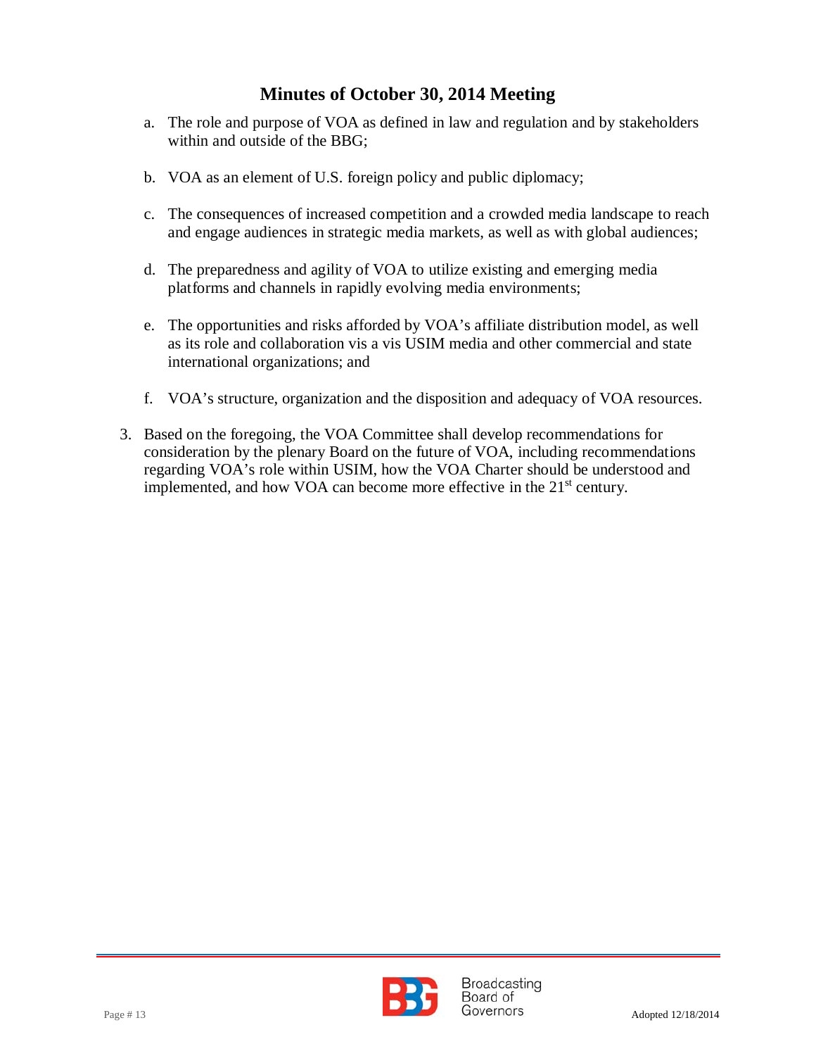a. The role and purpose of VOA as defined in law and regulation and by stakeholders within and outside of the BBG;

b. VOA as an element of U.S. foreign policy and public diplomacy;

c. The consequences of increased competition and a crowded media landscape to reach and engage audiences in strategic media markets, as well as with global audiences;

d. The preparedness and agility of VOA to utilize existing and emerging media platforms and channels in rapidly evolving media environments;

e. The opportunities and risks afforded by VOA's affiliate distribution model, as well as its role and collaboration vis a vis USIM media and other commercial and state international organizations; and

f. VOA's structure, organization and the disposition and adequacy of VOA resources.

3. Based on the foregoing, the VOA Committee shall develop recommendations for consideration by the plenary Board on the future of VOA, including recommendations regarding VOA's role within USIM, how the VOA Charter should be understood and implemented, and how VOA can become more effective in the 21st century.